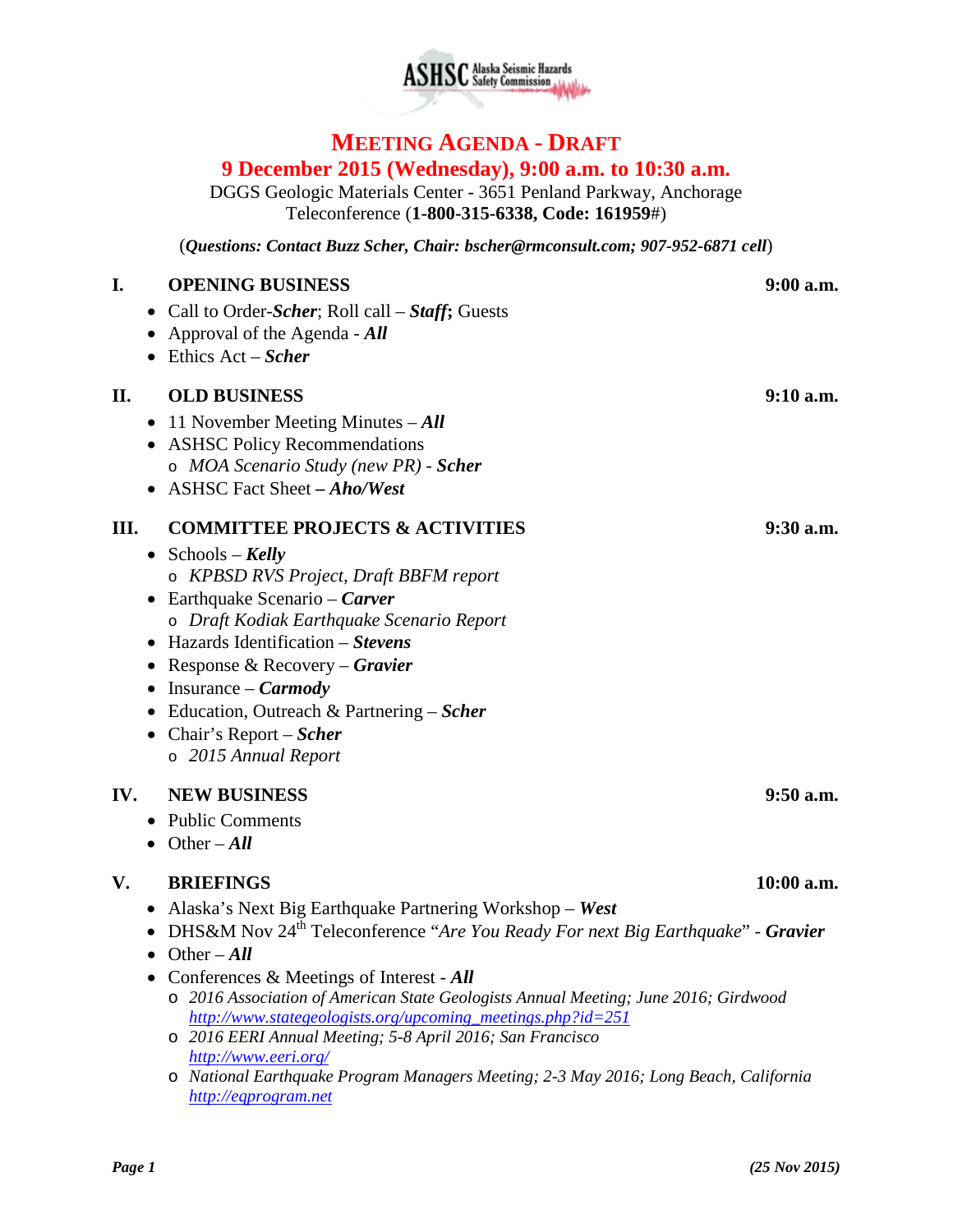ASHSC Alaska Seismic Hazards Safety Commission

# MEETING AGENDA - DRAFT

## 9 December 2015 (Wednesday), 9:00 a.m. to 10:30 a.m.

DGGS Geologic Materials Center - 3651 Penland Parkway, Anchorage
Teleconference (**1-800-315-6338, Code: 161959**#)

(***Questions: Contact Buzz Scher, Chair: bscher@rmconsult.com; 907-952-6871 cell***)

## I. OPENING BUSINESS — 9:00 a.m.

- Call to Order-***Scher***; Roll call – ***Staff***; Guests
- Approval of the Agenda - ***All***
- Ethics Act – ***Scher***

## II. OLD BUSINESS — 9:10 a.m.

- 11 November Meeting Minutes – ***All***
- ASHSC Policy Recommendations
  - *MOA Scenario Study (new PR)* - ***Scher***
- ASHSC Fact Sheet **–** ***Aho/West***

## III. COMMITTEE PROJECTS & ACTIVITIES — 9:30 a.m.

- Schools – ***Kelly***
  - *KPBSD RVS Project, Draft BBFM report*
- Earthquake Scenario – ***Carver***
  - *Draft Kodiak Earthquake Scenario Report*
- Hazards Identification – ***Stevens***
- Response & Recovery – ***Gravier***
- Insurance – ***Carmody***
- Education, Outreach & Partnering – ***Scher***
- Chair's Report – ***Scher***
  - *2015 Annual Report*

## IV. NEW BUSINESS — 9:50 a.m.

- Public Comments
- Other – ***All***

## V. BRIEFINGS — 10:00 a.m.

- Alaska's Next Big Earthquake Partnering Workshop – ***West***
- DHS&M Nov 24th Teleconference "*Are You Ready For next Big Earthquake*" - ***Gravier***
- Other – ***All***
- Conferences & Meetings of Interest - ***All***
  - *2016 Association of American State Geologists Annual Meeting; June 2016; Girdwood* http://www.stategeologists.org/upcoming_meetings.php?id=251
  - *2016 EERI Annual Meeting; 5-8 April 2016; San Francisco* http://www.eeri.org/
  - *National Earthquake Program Managers Meeting; 2-3 May 2016; Long Beach, California* http://eqprogram.net

***(25 Nov 2015)***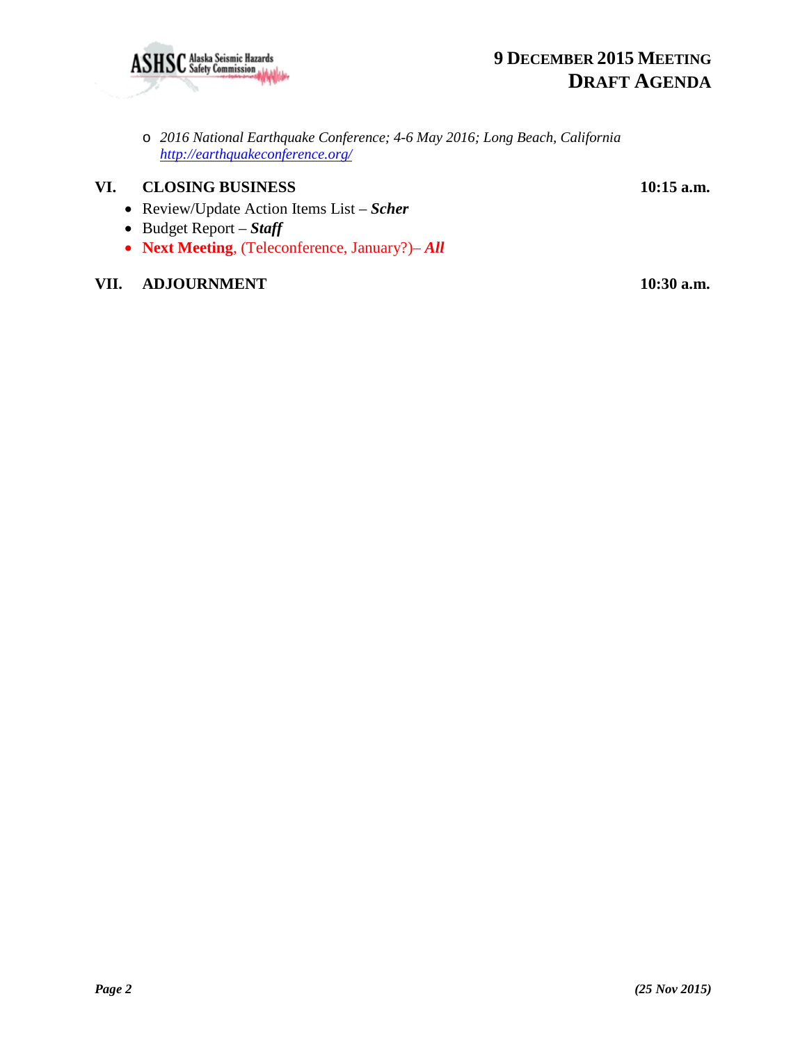- *2016 National Earthquake Conference; 4-6 May 2016; Long Beach, California* [*http://earthquakeconference.org/*](http://earthquakeconference.org/)

## VI. CLOSING BUSINESS — 10:15 a.m.

- Review/Update Action Items List – ***Scher***
- Budget Report – ***Staff***
- **Next Meeting**, (Teleconference, January?)– ***All***

## VII. ADJOURNMENT — 10:30 a.m.